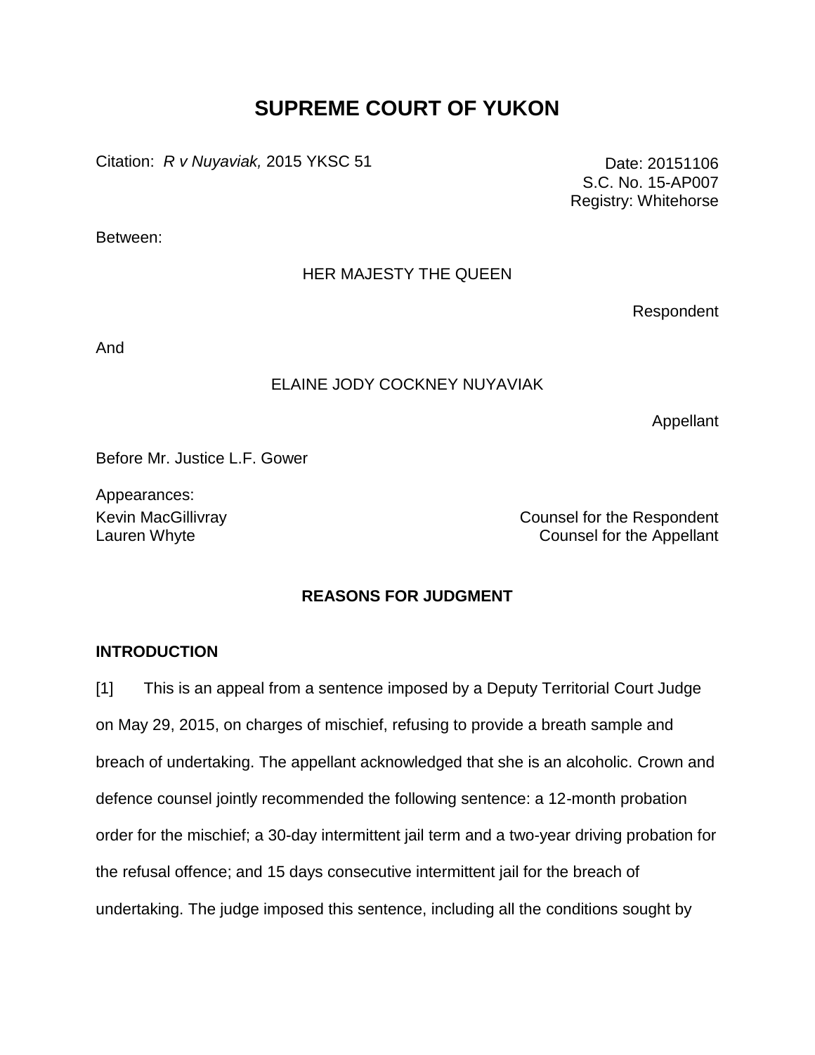# SUPREME COURT OF YUKON

Citation: *R v Nuyaviak,* 2015 YKSC 51

Date: 20151106
S.C. No. 15-AP007
Registry: Whitehorse

Between:

HER MAJESTY THE QUEEN

Respondent

And

ELAINE JODY COCKNEY NUYAVIAK

Appellant

Before Mr. Justice L.F. Gower

Appearances:

Kevin MacGillivray — Counsel for the Respondent
Lauren Whyte — Counsel for the Appellant

## REASONS FOR JUDGMENT

### INTRODUCTION

[1] This is an appeal from a sentence imposed by a Deputy Territorial Court Judge on May 29, 2015, on charges of mischief, refusing to provide a breath sample and breach of undertaking. The appellant acknowledged that she is an alcoholic. Crown and defence counsel jointly recommended the following sentence: a 12-month probation order for the mischief; a 30-day intermittent jail term and a two-year driving probation for the refusal offence; and 15 days consecutive intermittent jail for the breach of undertaking. The judge imposed this sentence, including all the conditions sought by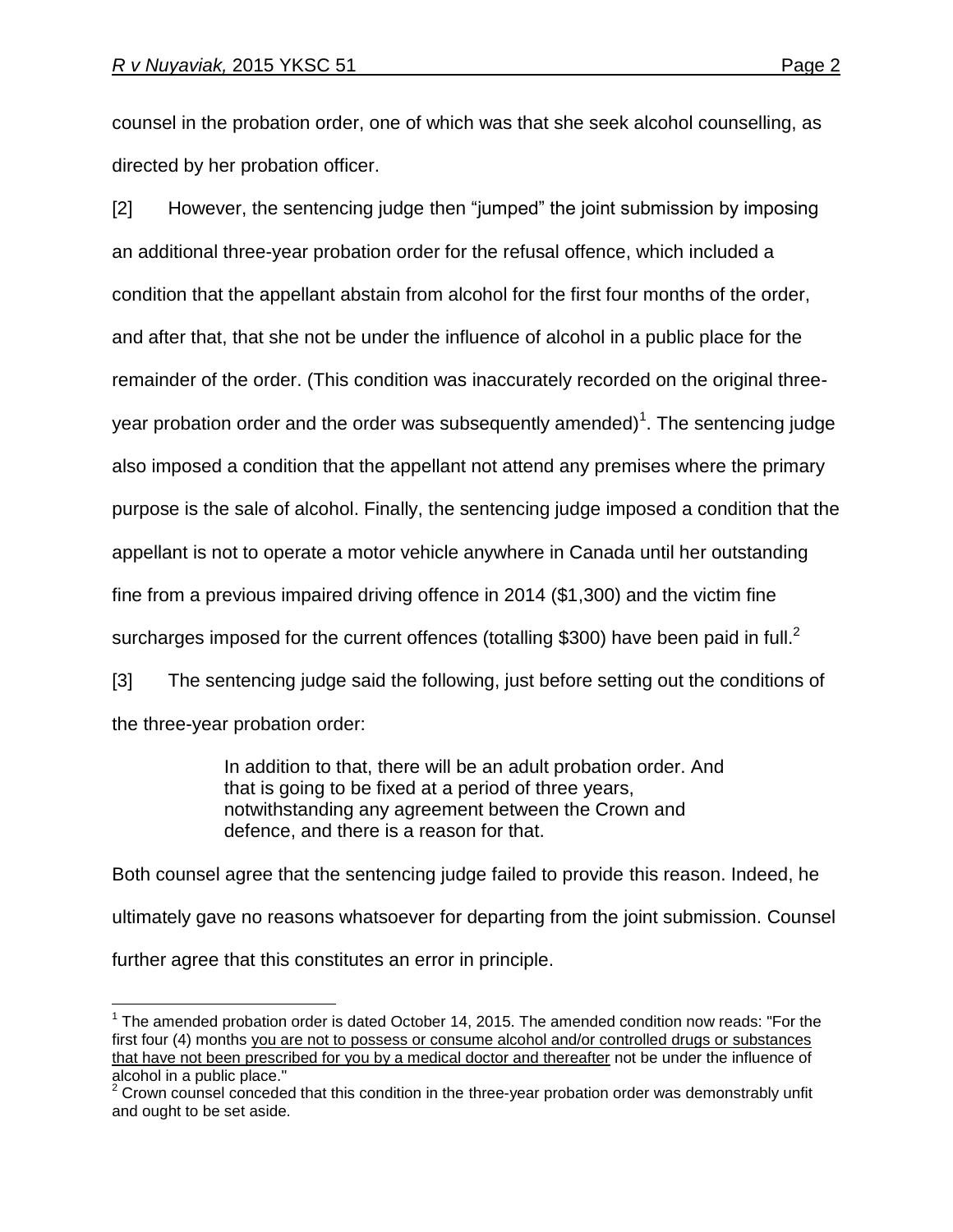counsel in the probation order, one of which was that she seek alcohol counselling, as directed by her probation officer.

[2] However, the sentencing judge then "jumped" the joint submission by imposing an additional three-year probation order for the refusal offence, which included a condition that the appellant abstain from alcohol for the first four months of the order, and after that, that she not be under the influence of alcohol in a public place for the remainder of the order. (This condition was inaccurately recorded on the original three-year probation order and the order was subsequently amended)[1]. The sentencing judge also imposed a condition that the appellant not attend any premises where the primary purpose is the sale of alcohol. Finally, the sentencing judge imposed a condition that the appellant is not to operate a motor vehicle anywhere in Canada until her outstanding fine from a previous impaired driving offence in 2014 ($1,300) and the victim fine surcharges imposed for the current offences (totalling $300) have been paid in full.[2]

[3] The sentencing judge said the following, just before setting out the conditions of the three-year probation order:

> In addition to that, there will be an adult probation order. And that is going to be fixed at a period of three years, notwithstanding any agreement between the Crown and defence, and there is a reason for that.

Both counsel agree that the sentencing judge failed to provide this reason. Indeed, he ultimately gave no reasons whatsoever for departing from the joint submission. Counsel further agree that this constitutes an error in principle.

---

[1] The amended probation order is dated October 14, 2015. The amended condition now reads: "For the first four (4) months <u>you are not to possess or consume alcohol and/or controlled drugs or substances that have not been prescribed for you by a medical doctor and thereafter</u> not be under the influence of alcohol in a public place."

[2] Crown counsel conceded that this condition in the three-year probation order was demonstrably unfit and ought to be set aside.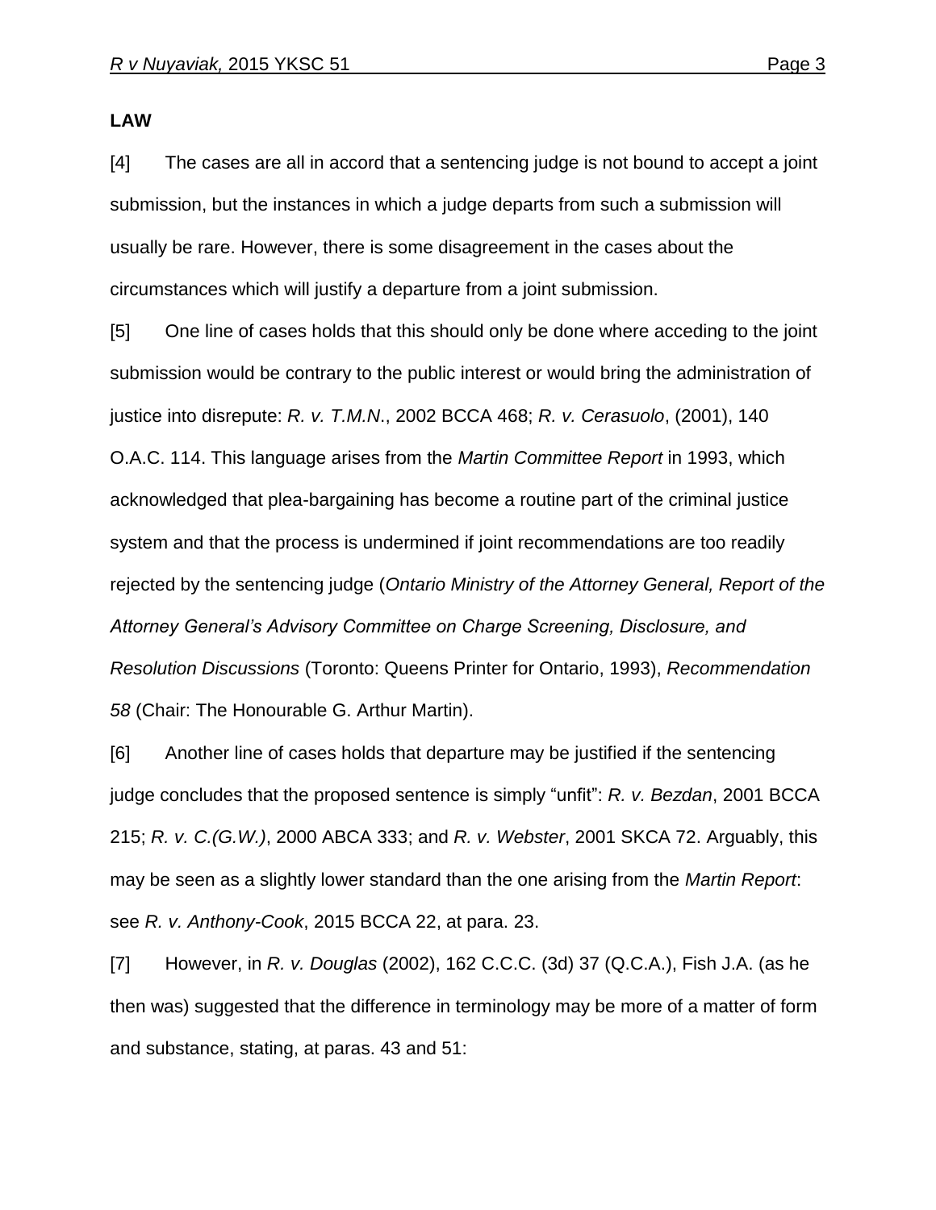**LAW**

[4] The cases are all in accord that a sentencing judge is not bound to accept a joint submission, but the instances in which a judge departs from such a submission will usually be rare. However, there is some disagreement in the cases about the circumstances which will justify a departure from a joint submission.

[5] One line of cases holds that this should only be done where acceding to the joint submission would be contrary to the public interest or would bring the administration of justice into disrepute: *R. v. T.M.N*., 2002 BCCA 468; *R. v. Cerasuolo*, (2001), 140 O.A.C. 114. This language arises from the *Martin Committee Report* in 1993, which acknowledged that plea-bargaining has become a routine part of the criminal justice system and that the process is undermined if joint recommendations are too readily rejected by the sentencing judge (*Ontario Ministry of the Attorney General, Report of the Attorney General's Advisory Committee on Charge Screening, Disclosure, and Resolution Discussions* (Toronto: Queens Printer for Ontario, 1993), *Recommendation 58* (Chair: The Honourable G. Arthur Martin).

[6] Another line of cases holds that departure may be justified if the sentencing judge concludes that the proposed sentence is simply "unfit": *R. v. Bezdan*, 2001 BCCA 215; *R. v. C.(G.W.)*, 2000 ABCA 333; and *R. v. Webster*, 2001 SKCA 72. Arguably, this may be seen as a slightly lower standard than the one arising from the *Martin Report*: see *R. v. Anthony-Cook*, 2015 BCCA 22, at para. 23.

[7] However, in *R. v. Douglas* (2002), 162 C.C.C. (3d) 37 (Q.C.A.), Fish J.A. (as he then was) suggested that the difference in terminology may be more of a matter of form and substance, stating, at paras. 43 and 51: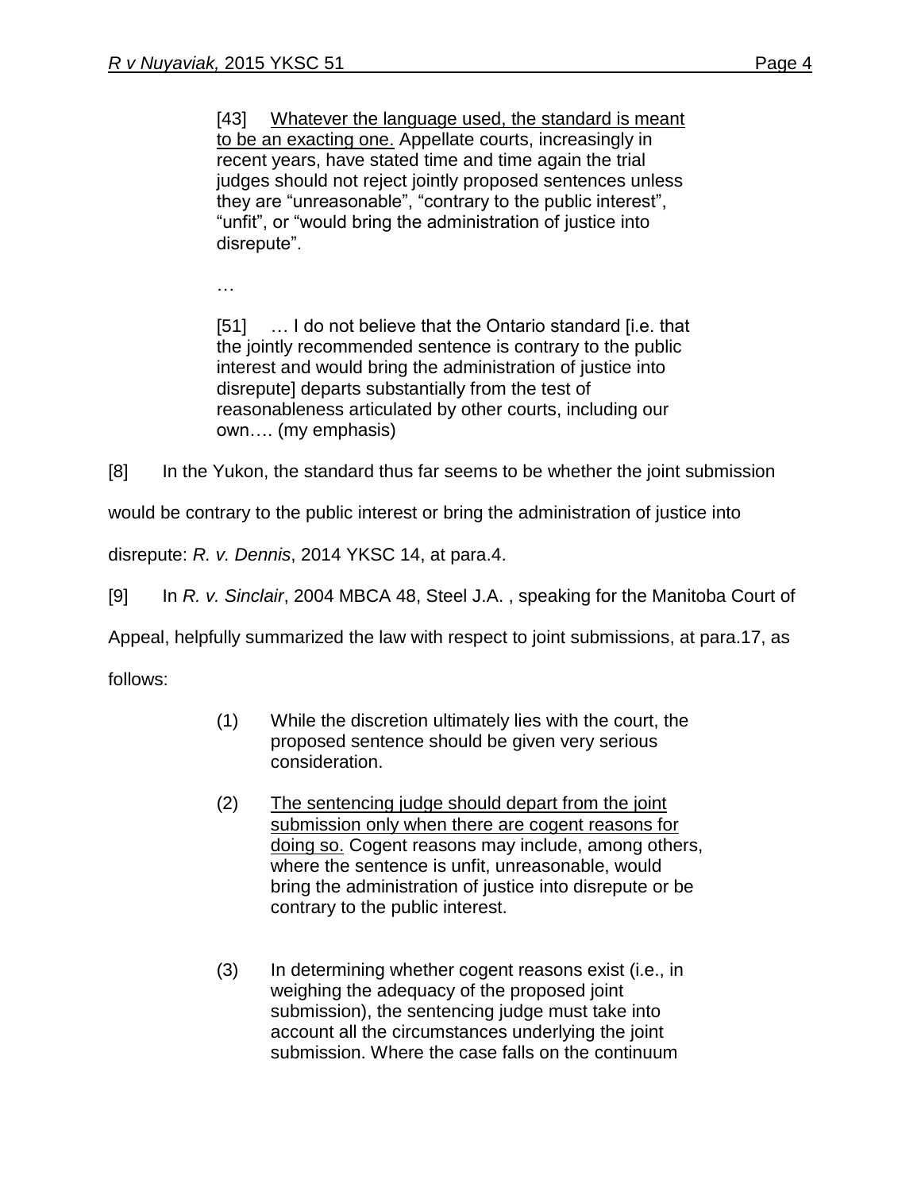> [43] Whatever the language used, the standard is meant to be an exacting one. Appellate courts, increasingly in recent years, have stated time and time again the trial judges should not reject jointly proposed sentences unless they are "unreasonable", "contrary to the public interest", "unfit", or "would bring the administration of justice into disrepute".
>
> …
>
> [51] … I do not believe that the Ontario standard [i.e. that the jointly recommended sentence is contrary to the public interest and would bring the administration of justice into disrepute] departs substantially from the test of reasonableness articulated by other courts, including our own…. (my emphasis)

[8] In the Yukon, the standard thus far seems to be whether the joint submission would be contrary to the public interest or bring the administration of justice into disrepute: *R. v. Dennis*, 2014 YKSC 14, at para.4.

[9] In *R. v. Sinclair*, 2004 MBCA 48, Steel J.A. , speaking for the Manitoba Court of Appeal, helpfully summarized the law with respect to joint submissions, at para.17, as follows:

> (1) While the discretion ultimately lies with the court, the proposed sentence should be given very serious consideration.
>
> (2) The sentencing judge should depart from the joint submission only when there are cogent reasons for doing so. Cogent reasons may include, among others, where the sentence is unfit, unreasonable, would bring the administration of justice into disrepute or be contrary to the public interest.
>
> (3) In determining whether cogent reasons exist (i.e., in weighing the adequacy of the proposed joint submission), the sentencing judge must take into account all the circumstances underlying the joint submission. Where the case falls on the continuum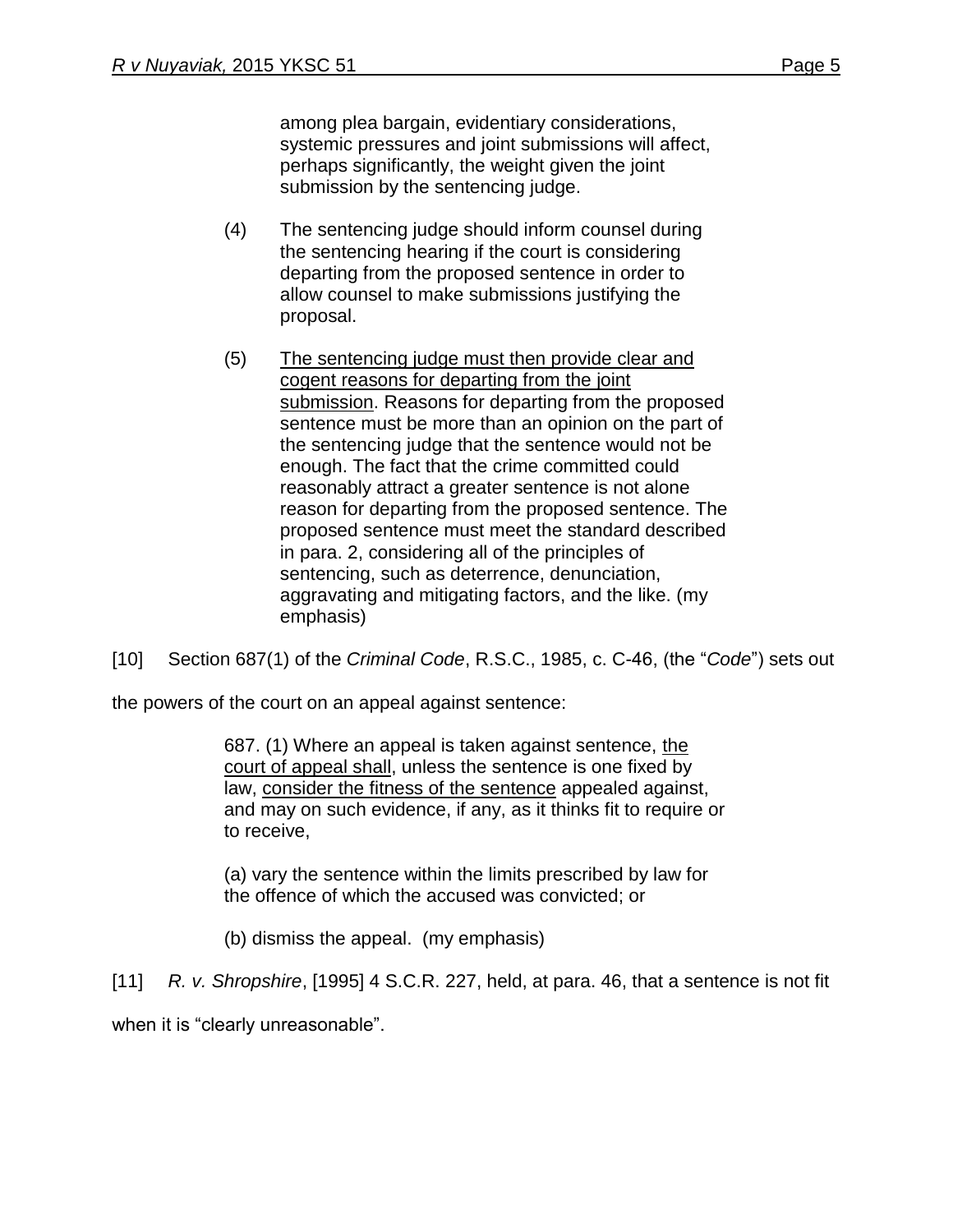> among plea bargain, evidentiary considerations, systemic pressures and joint submissions will affect, perhaps significantly, the weight given the joint submission by the sentencing judge.
>
> (4) The sentencing judge should inform counsel during the sentencing hearing if the court is considering departing from the proposed sentence in order to allow counsel to make submissions justifying the proposal.
>
> (5) <u>The sentencing judge must then provide clear and cogent reasons for departing from the joint submission</u>. Reasons for departing from the proposed sentence must be more than an opinion on the part of the sentencing judge that the sentence would not be enough. The fact that the crime committed could reasonably attract a greater sentence is not alone reason for departing from the proposed sentence. The proposed sentence must meet the standard described in para. 2, considering all of the principles of sentencing, such as deterrence, denunciation, aggravating and mitigating factors, and the like. (my emphasis)

[10] Section 687(1) of the *Criminal Code*, R.S.C., 1985, c. C-46, (the "*Code*") sets out the powers of the court on an appeal against sentence:

> 687. (1) Where an appeal is taken against sentence, <u>the court of appeal shall</u>, unless the sentence is one fixed by law, <u>consider the fitness of the sentence</u> appealed against, and may on such evidence, if any, as it thinks fit to require or to receive,
>
> (a) vary the sentence within the limits prescribed by law for the offence of which the accused was convicted; or
>
> (b) dismiss the appeal. (my emphasis)

[11] *R. v. Shropshire*, [1995] 4 S.C.R. 227, held, at para. 46, that a sentence is not fit when it is "clearly unreasonable".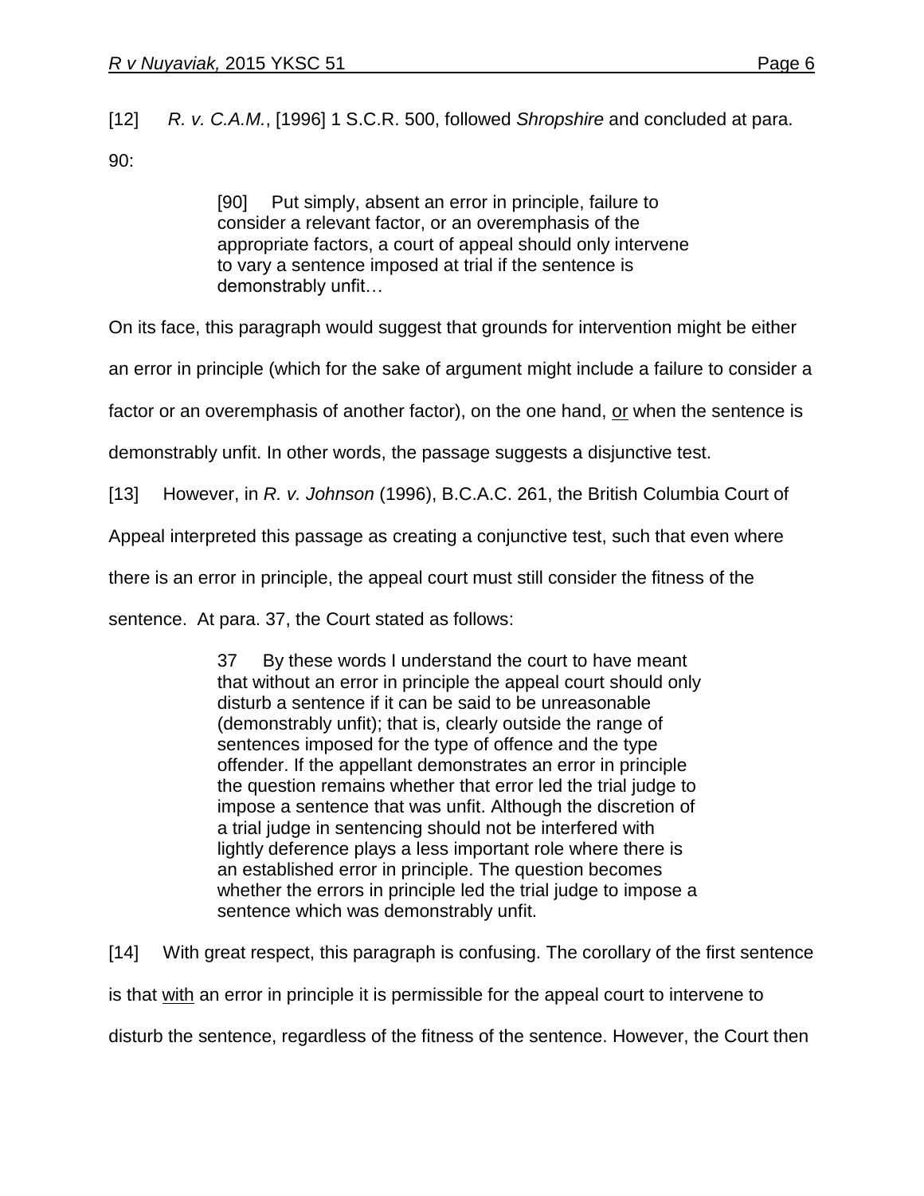[12] *R. v. C.A.M.*, [1996] 1 S.C.R. 500, followed *Shropshire* and concluded at para. 90:

> [90] Put simply, absent an error in principle, failure to consider a relevant factor, or an overemphasis of the appropriate factors, a court of appeal should only intervene to vary a sentence imposed at trial if the sentence is demonstrably unfit…

On its face, this paragraph would suggest that grounds for intervention might be either an error in principle (which for the sake of argument might include a failure to consider a factor or an overemphasis of another factor), on the one hand, <u>or</u> when the sentence is demonstrably unfit. In other words, the passage suggests a disjunctive test.

[13] However, in *R. v. Johnson* (1996), B.C.A.C. 261, the British Columbia Court of Appeal interpreted this passage as creating a conjunctive test, such that even where there is an error in principle, the appeal court must still consider the fitness of the sentence. At para. 37, the Court stated as follows:

> 37 By these words I understand the court to have meant that without an error in principle the appeal court should only disturb a sentence if it can be said to be unreasonable (demonstrably unfit); that is, clearly outside the range of sentences imposed for the type of offence and the type offender. If the appellant demonstrates an error in principle the question remains whether that error led the trial judge to impose a sentence that was unfit. Although the discretion of a trial judge in sentencing should not be interfered with lightly deference plays a less important role where there is an established error in principle. The question becomes whether the errors in principle led the trial judge to impose a sentence which was demonstrably unfit.

[14] With great respect, this paragraph is confusing. The corollary of the first sentence is that <u>with</u> an error in principle it is permissible for the appeal court to intervene to disturb the sentence, regardless of the fitness of the sentence. However, the Court then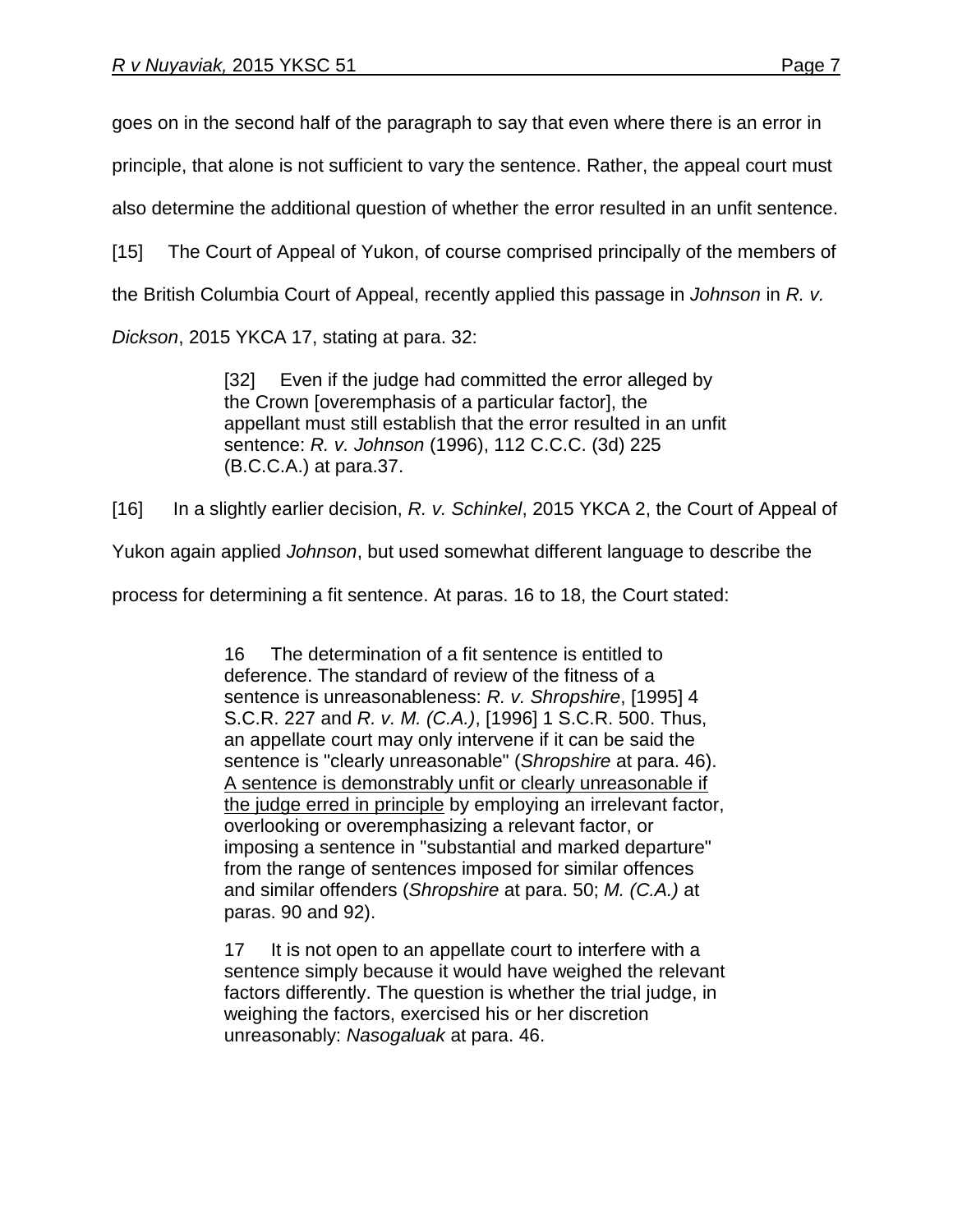goes on in the second half of the paragraph to say that even where there is an error in principle, that alone is not sufficient to vary the sentence. Rather, the appeal court must also determine the additional question of whether the error resulted in an unfit sentence.

[15] The Court of Appeal of Yukon, of course comprised principally of the members of the British Columbia Court of Appeal, recently applied this passage in *Johnson* in *R. v. Dickson*, 2015 YKCA 17, stating at para. 32:

> [32] Even if the judge had committed the error alleged by the Crown [overemphasis of a particular factor], the appellant must still establish that the error resulted in an unfit sentence: *R. v. Johnson* (1996), 112 C.C.C. (3d) 225 (B.C.C.A.) at para.37.

[16] In a slightly earlier decision, *R. v. Schinkel*, 2015 YKCA 2, the Court of Appeal of Yukon again applied *Johnson*, but used somewhat different language to describe the process for determining a fit sentence. At paras. 16 to 18, the Court stated:

> 16 The determination of a fit sentence is entitled to deference. The standard of review of the fitness of a sentence is unreasonableness: *R. v. Shropshire*, [1995] 4 S.C.R. 227 and *R. v. M. (C.A.)*, [1996] 1 S.C.R. 500. Thus, an appellate court may only intervene if it can be said the sentence is "clearly unreasonable" (*Shropshire* at para. 46). <u>A sentence is demonstrably unfit or clearly unreasonable if the judge erred in principle</u> by employing an irrelevant factor, overlooking or overemphasizing a relevant factor, or imposing a sentence in "substantial and marked departure" from the range of sentences imposed for similar offences and similar offenders (*Shropshire* at para. 50; *M. (C.A.)* at paras. 90 and 92).
>
> 17 It is not open to an appellate court to interfere with a sentence simply because it would have weighed the relevant factors differently. The question is whether the trial judge, in weighing the factors, exercised his or her discretion unreasonably: *Nasogaluak* at para. 46.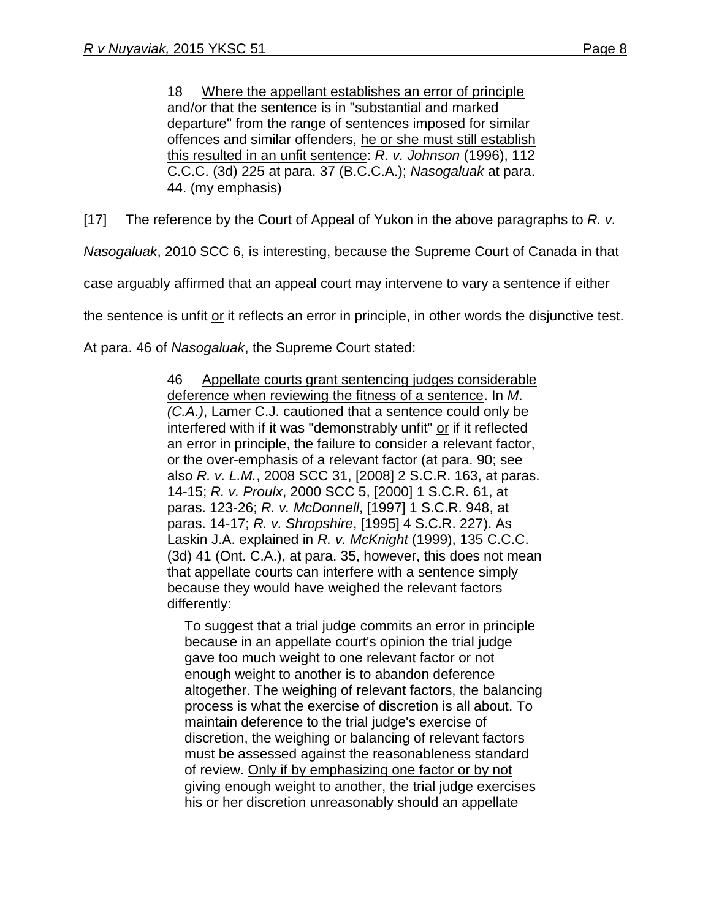> 18 Where the appellant establishes an error of principle and/or that the sentence is in "substantial and marked departure" from the range of sentences imposed for similar offences and similar offenders, he or she must still establish this resulted in an unfit sentence: *R. v. Johnson* (1996), 112 C.C.C. (3d) 225 at para. 37 (B.C.C.A.); *Nasogaluak* at para. 44. (my emphasis)

[17] The reference by the Court of Appeal of Yukon in the above paragraphs to *R. v. Nasogaluak*, 2010 SCC 6, is interesting, because the Supreme Court of Canada in that case arguably affirmed that an appeal court may intervene to vary a sentence if either the sentence is unfit or it reflects an error in principle, in other words the disjunctive test. At para. 46 of *Nasogaluak*, the Supreme Court stated:

> 46 Appellate courts grant sentencing judges considerable deference when reviewing the fitness of a sentence. In *M. (C.A.)*, Lamer C.J. cautioned that a sentence could only be interfered with if it was "demonstrably unfit" or if it reflected an error in principle, the failure to consider a relevant factor, or the over-emphasis of a relevant factor (at para. 90; see also *R. v. L.M.*, 2008 SCC 31, [2008] 2 S.C.R. 163, at paras. 14-15; *R. v. Proulx*, 2000 SCC 5, [2000] 1 S.C.R. 61, at paras. 123-26; *R. v. McDonnell*, [1997] 1 S.C.R. 948, at paras. 14-17; *R. v. Shropshire*, [1995] 4 S.C.R. 227). As Laskin J.A. explained in *R. v. McKnight* (1999), 135 C.C.C. (3d) 41 (Ont. C.A.), at para. 35, however, this does not mean that appellate courts can interfere with a sentence simply because they would have weighed the relevant factors differently:
>
>> To suggest that a trial judge commits an error in principle because in an appellate court's opinion the trial judge gave too much weight to one relevant factor or not enough weight to another is to abandon deference altogether. The weighing of relevant factors, the balancing process is what the exercise of discretion is all about. To maintain deference to the trial judge's exercise of discretion, the weighing or balancing of relevant factors must be assessed against the reasonableness standard of review. Only if by emphasizing one factor or by not giving enough weight to another, the trial judge exercises his or her discretion unreasonably should an appellate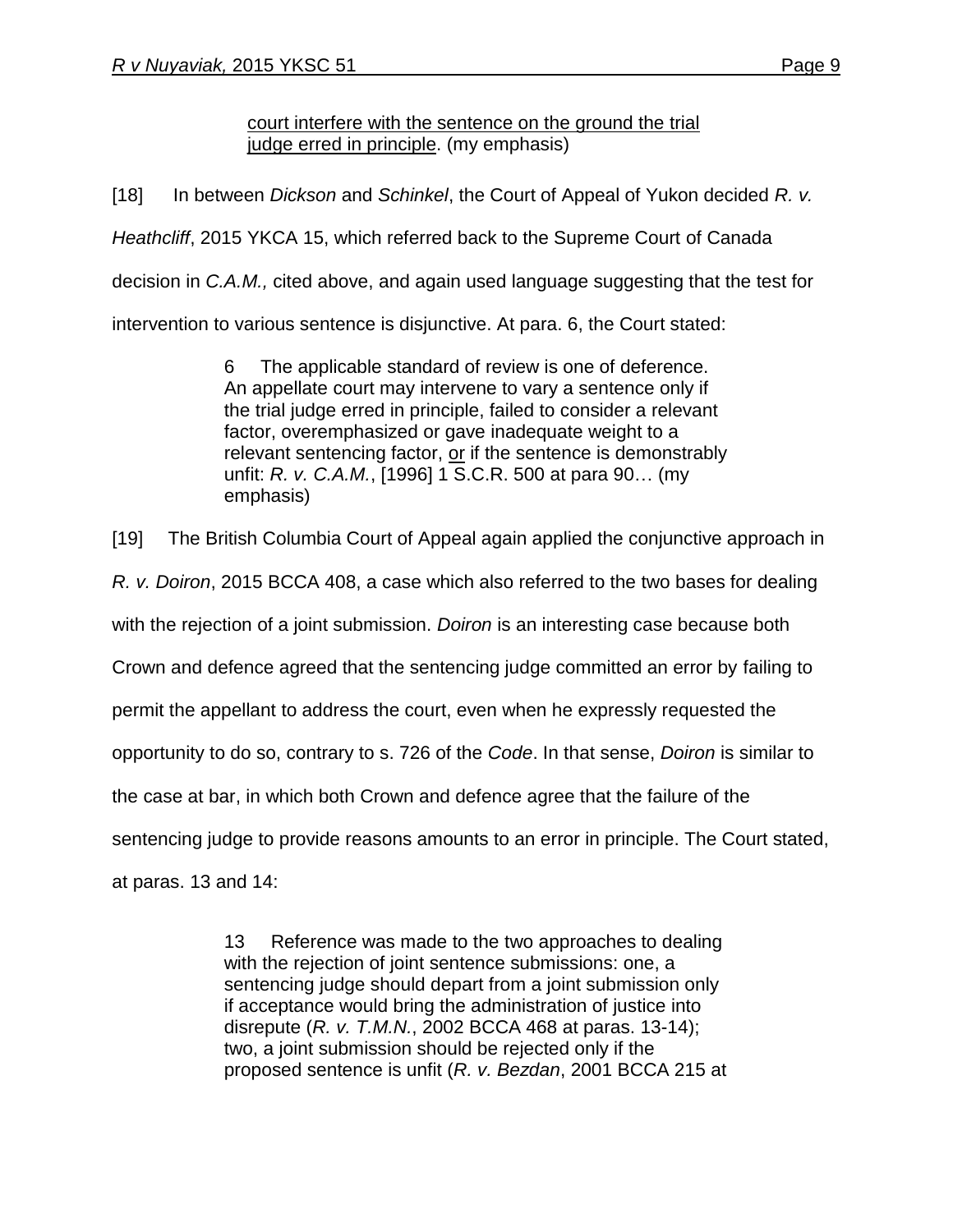> court interfere with the sentence on the ground the trial judge erred in principle. (my emphasis)

[18] In between *Dickson* and *Schinkel*, the Court of Appeal of Yukon decided *R. v. Heathcliff*, 2015 YKCA 15, which referred back to the Supreme Court of Canada decision in *C.A.M.,* cited above, and again used language suggesting that the test for intervention to various sentence is disjunctive. At para. 6, the Court stated:

> 6 The applicable standard of review is one of deference. An appellate court may intervene to vary a sentence only if the trial judge erred in principle, failed to consider a relevant factor, overemphasized or gave inadequate weight to a relevant sentencing factor, or if the sentence is demonstrably unfit: *R. v. C.A.M.*, [1996] 1 S.C.R. 500 at para 90… (my emphasis)

[19] The British Columbia Court of Appeal again applied the conjunctive approach in *R. v. Doiron*, 2015 BCCA 408, a case which also referred to the two bases for dealing with the rejection of a joint submission. *Doiron* is an interesting case because both Crown and defence agreed that the sentencing judge committed an error by failing to permit the appellant to address the court, even when he expressly requested the opportunity to do so, contrary to s. 726 of the *Code*. In that sense, *Doiron* is similar to the case at bar, in which both Crown and defence agree that the failure of the sentencing judge to provide reasons amounts to an error in principle. The Court stated, at paras. 13 and 14:

> 13 Reference was made to the two approaches to dealing with the rejection of joint sentence submissions: one, a sentencing judge should depart from a joint submission only if acceptance would bring the administration of justice into disrepute (*R. v. T.M.N.*, 2002 BCCA 468 at paras. 13-14); two, a joint submission should be rejected only if the proposed sentence is unfit (*R. v. Bezdan*, 2001 BCCA 215 at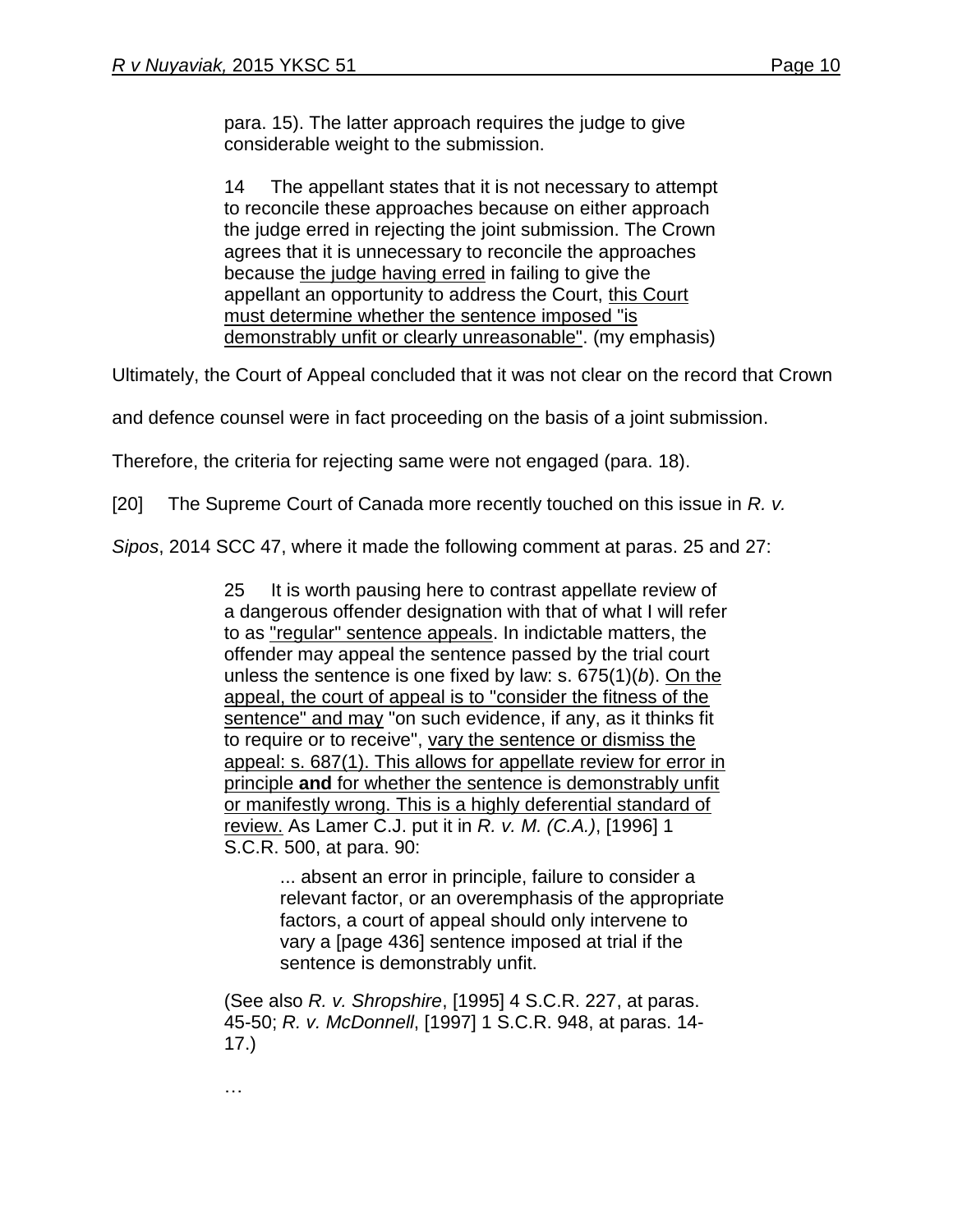> para. 15). The latter approach requires the judge to give considerable weight to the submission.
>
> 14 The appellant states that it is not necessary to attempt to reconcile these approaches because on either approach the judge erred in rejecting the joint submission. The Crown agrees that it is unnecessary to reconcile the approaches because the judge having erred in failing to give the appellant an opportunity to address the Court, this Court must determine whether the sentence imposed "is demonstrably unfit or clearly unreasonable". (my emphasis)

Ultimately, the Court of Appeal concluded that it was not clear on the record that Crown and defence counsel were in fact proceeding on the basis of a joint submission. Therefore, the criteria for rejecting same were not engaged (para. 18).

[20] The Supreme Court of Canada more recently touched on this issue in *R. v. Sipos*, 2014 SCC 47, where it made the following comment at paras. 25 and 27:

> 25 It is worth pausing here to contrast appellate review of a dangerous offender designation with that of what I will refer to as "regular" sentence appeals. In indictable matters, the offender may appeal the sentence passed by the trial court unless the sentence is one fixed by law: s. 675(1)(*b*). On the appeal, the court of appeal is to "consider the fitness of the sentence" and may "on such evidence, if any, as it thinks fit to require or to receive", vary the sentence or dismiss the appeal: s. 687(1). This allows for appellate review for error in principle **and** for whether the sentence is demonstrably unfit or manifestly wrong. This is a highly deferential standard of review. As Lamer C.J. put it in *R. v. M. (C.A.)*, [1996] 1 S.C.R. 500, at para. 90:
>
> > ... absent an error in principle, failure to consider a relevant factor, or an overemphasis of the appropriate factors, a court of appeal should only intervene to vary a [page 436] sentence imposed at trial if the sentence is demonstrably unfit.
>
> (See also *R. v. Shropshire*, [1995] 4 S.C.R. 227, at paras. 45-50; *R. v. McDonnell*, [1997] 1 S.C.R. 948, at paras. 14-17.)
>
> …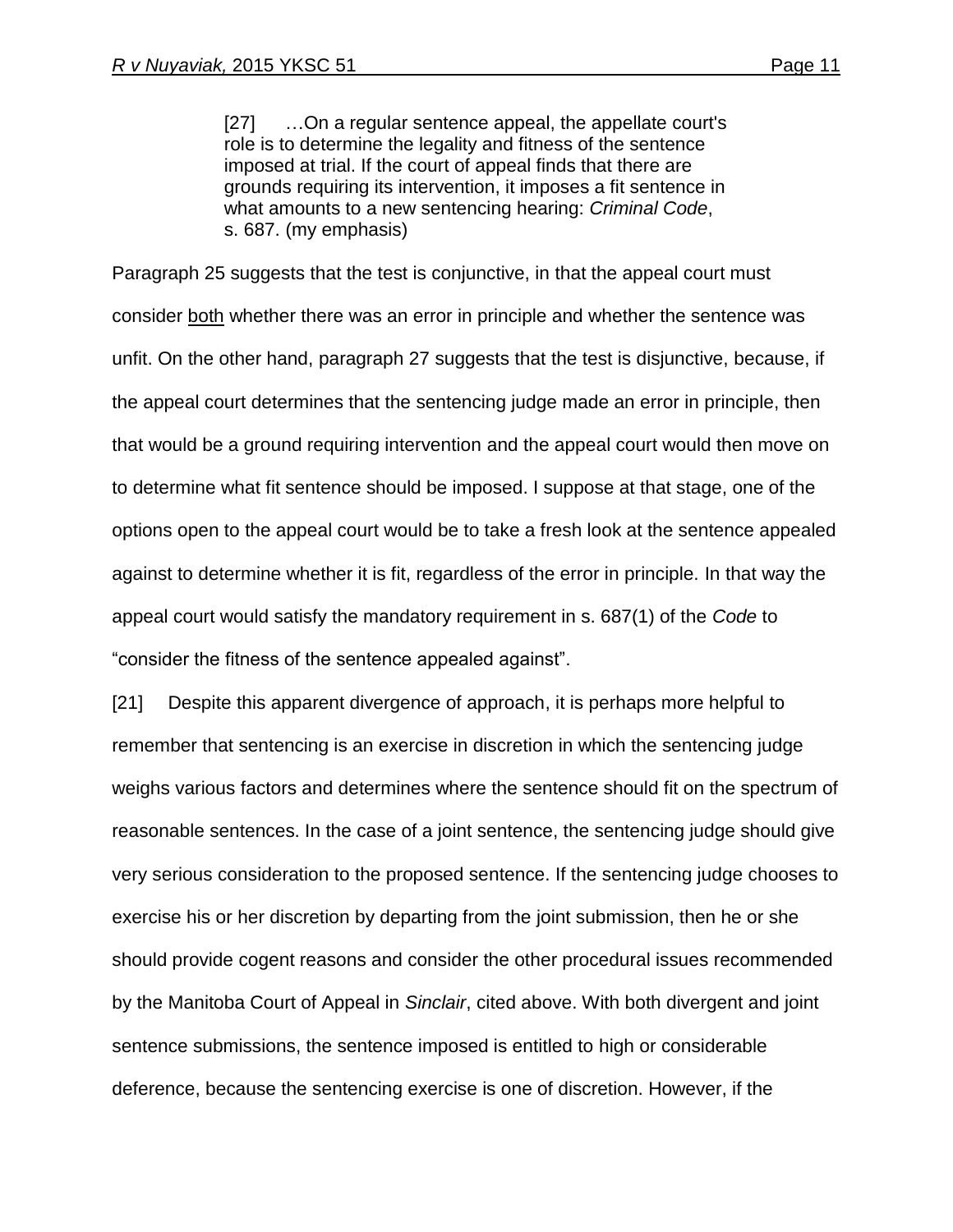> [27] …On a regular sentence appeal, the appellate court's role is to determine the legality and fitness of the sentence imposed at trial. If the court of appeal finds that there are grounds requiring its intervention, it imposes a fit sentence in what amounts to a new sentencing hearing: *Criminal Code*, s. 687. (my emphasis)

Paragraph 25 suggests that the test is conjunctive, in that the appeal court must consider <u>both</u> whether there was an error in principle and whether the sentence was unfit. On the other hand, paragraph 27 suggests that the test is disjunctive, because, if the appeal court determines that the sentencing judge made an error in principle, then that would be a ground requiring intervention and the appeal court would then move on to determine what fit sentence should be imposed. I suppose at that stage, one of the options open to the appeal court would be to take a fresh look at the sentence appealed against to determine whether it is fit, regardless of the error in principle. In that way the appeal court would satisfy the mandatory requirement in s. 687(1) of the *Code* to "consider the fitness of the sentence appealed against".

[21] Despite this apparent divergence of approach, it is perhaps more helpful to remember that sentencing is an exercise in discretion in which the sentencing judge weighs various factors and determines where the sentence should fit on the spectrum of reasonable sentences. In the case of a joint sentence, the sentencing judge should give very serious consideration to the proposed sentence. If the sentencing judge chooses to exercise his or her discretion by departing from the joint submission, then he or she should provide cogent reasons and consider the other procedural issues recommended by the Manitoba Court of Appeal in *Sinclair*, cited above. With both divergent and joint sentence submissions, the sentence imposed is entitled to high or considerable deference, because the sentencing exercise is one of discretion. However, if the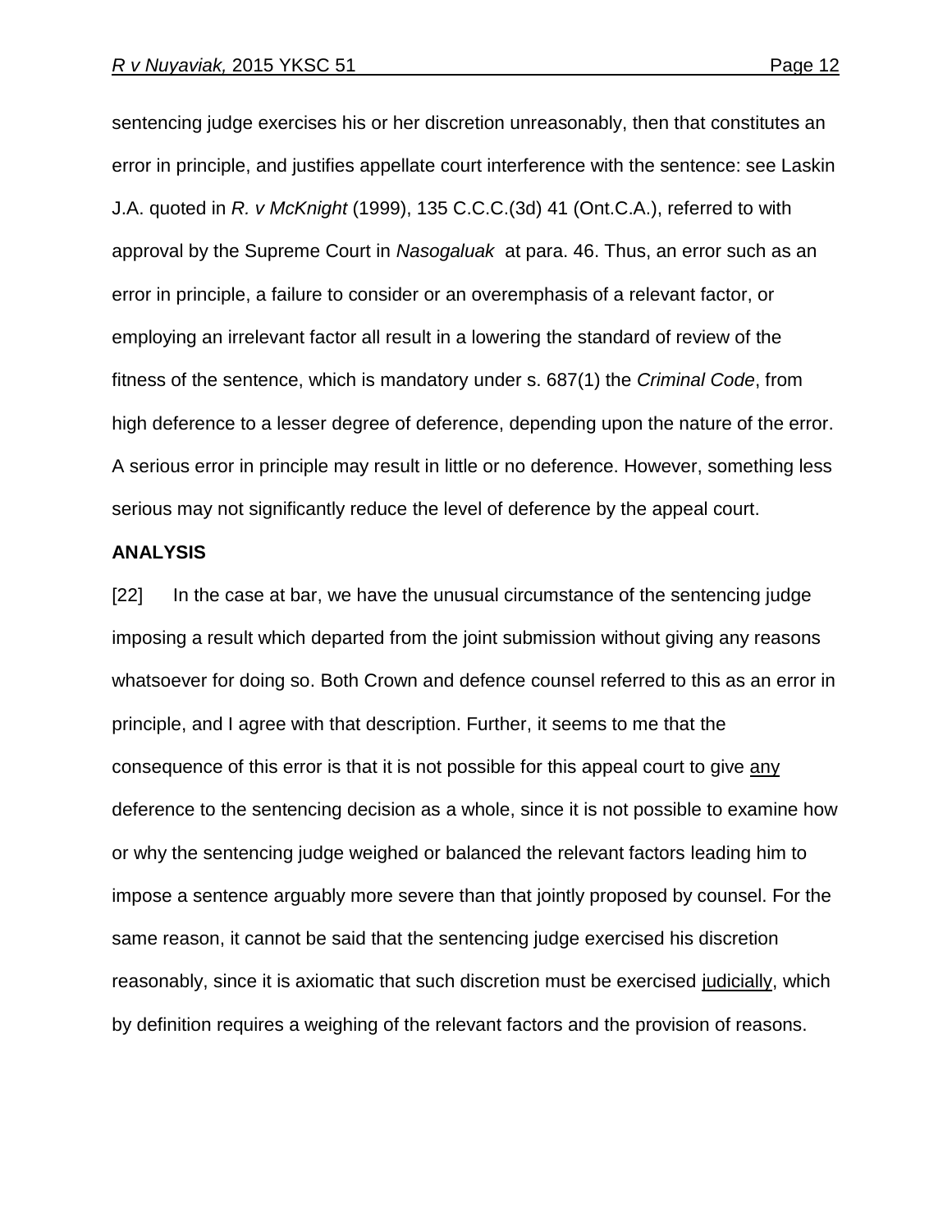sentencing judge exercises his or her discretion unreasonably, then that constitutes an error in principle, and justifies appellate court interference with the sentence: see Laskin J.A. quoted in *R. v McKnight* (1999), 135 C.C.C.(3d) 41 (Ont.C.A.), referred to with approval by the Supreme Court in *Nasogaluak* at para. 46. Thus, an error such as an error in principle, a failure to consider or an overemphasis of a relevant factor, or employing an irrelevant factor all result in a lowering the standard of review of the fitness of the sentence, which is mandatory under s. 687(1) the *Criminal Code*, from high deference to a lesser degree of deference, depending upon the nature of the error. A serious error in principle may result in little or no deference. However, something less serious may not significantly reduce the level of deference by the appeal court.

## ANALYSIS

[22] In the case at bar, we have the unusual circumstance of the sentencing judge imposing a result which departed from the joint submission without giving any reasons whatsoever for doing so. Both Crown and defence counsel referred to this as an error in principle, and I agree with that description. Further, it seems to me that the consequence of this error is that it is not possible for this appeal court to give <u>any</u> deference to the sentencing decision as a whole, since it is not possible to examine how or why the sentencing judge weighed or balanced the relevant factors leading him to impose a sentence arguably more severe than that jointly proposed by counsel. For the same reason, it cannot be said that the sentencing judge exercised his discretion reasonably, since it is axiomatic that such discretion must be exercised <u>judicially</u>, which by definition requires a weighing of the relevant factors and the provision of reasons.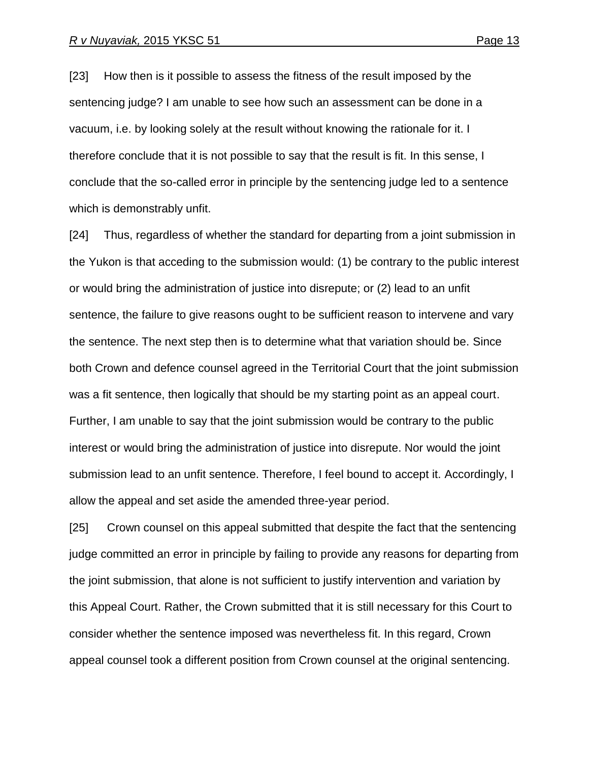[23] How then is it possible to assess the fitness of the result imposed by the sentencing judge? I am unable to see how such an assessment can be done in a vacuum, i.e. by looking solely at the result without knowing the rationale for it. I therefore conclude that it is not possible to say that the result is fit. In this sense, I conclude that the so-called error in principle by the sentencing judge led to a sentence which is demonstrably unfit.

[24] Thus, regardless of whether the standard for departing from a joint submission in the Yukon is that acceding to the submission would: (1) be contrary to the public interest or would bring the administration of justice into disrepute; or (2) lead to an unfit sentence, the failure to give reasons ought to be sufficient reason to intervene and vary the sentence. The next step then is to determine what that variation should be. Since both Crown and defence counsel agreed in the Territorial Court that the joint submission was a fit sentence, then logically that should be my starting point as an appeal court. Further, I am unable to say that the joint submission would be contrary to the public interest or would bring the administration of justice into disrepute. Nor would the joint submission lead to an unfit sentence. Therefore, I feel bound to accept it. Accordingly, I allow the appeal and set aside the amended three-year period.

[25] Crown counsel on this appeal submitted that despite the fact that the sentencing judge committed an error in principle by failing to provide any reasons for departing from the joint submission, that alone is not sufficient to justify intervention and variation by this Appeal Court. Rather, the Crown submitted that it is still necessary for this Court to consider whether the sentence imposed was nevertheless fit. In this regard, Crown appeal counsel took a different position from Crown counsel at the original sentencing.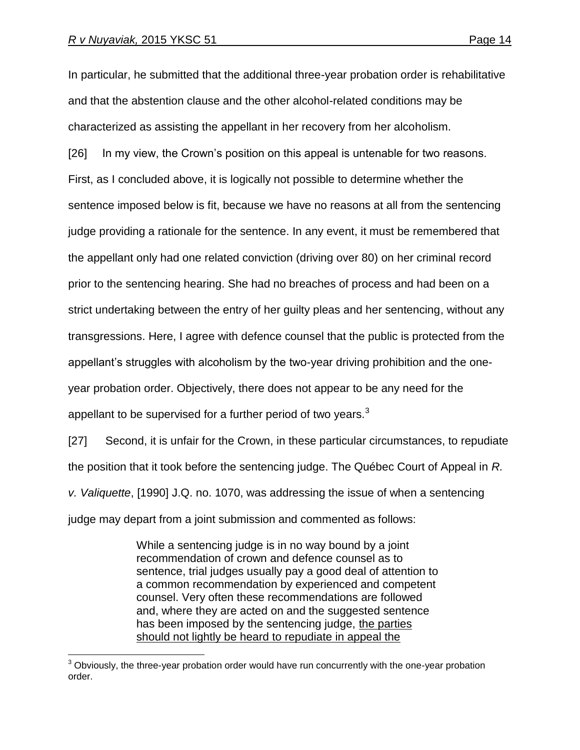In particular, he submitted that the additional three-year probation order is rehabilitative and that the abstention clause and the other alcohol-related conditions may be characterized as assisting the appellant in her recovery from her alcoholism.

[26] In my view, the Crown's position on this appeal is untenable for two reasons. First, as I concluded above, it is logically not possible to determine whether the sentence imposed below is fit, because we have no reasons at all from the sentencing judge providing a rationale for the sentence. In any event, it must be remembered that the appellant only had one related conviction (driving over 80) on her criminal record prior to the sentencing hearing. She had no breaches of process and had been on a strict undertaking between the entry of her guilty pleas and her sentencing, without any transgressions. Here, I agree with defence counsel that the public is protected from the appellant's struggles with alcoholism by the two-year driving prohibition and the one-year probation order. Objectively, there does not appear to be any need for the appellant to be supervised for a further period of two years.[3]

[27] Second, it is unfair for the Crown, in these particular circumstances, to repudiate the position that it took before the sentencing judge. The Québec Court of Appeal in *R. v. Valiquette*, [1990] J.Q. no. 1070, was addressing the issue of when a sentencing judge may depart from a joint submission and commented as follows:

> While a sentencing judge is in no way bound by a joint recommendation of crown and defence counsel as to sentence, trial judges usually pay a good deal of attention to a common recommendation by experienced and competent counsel. Very often these recommendations are followed and, where they are acted on and the suggested sentence has been imposed by the sentencing judge, <u>the parties should not lightly be heard to repudiate in appeal the</u>

[3] Obviously, the three-year probation order would have run concurrently with the one-year probation order.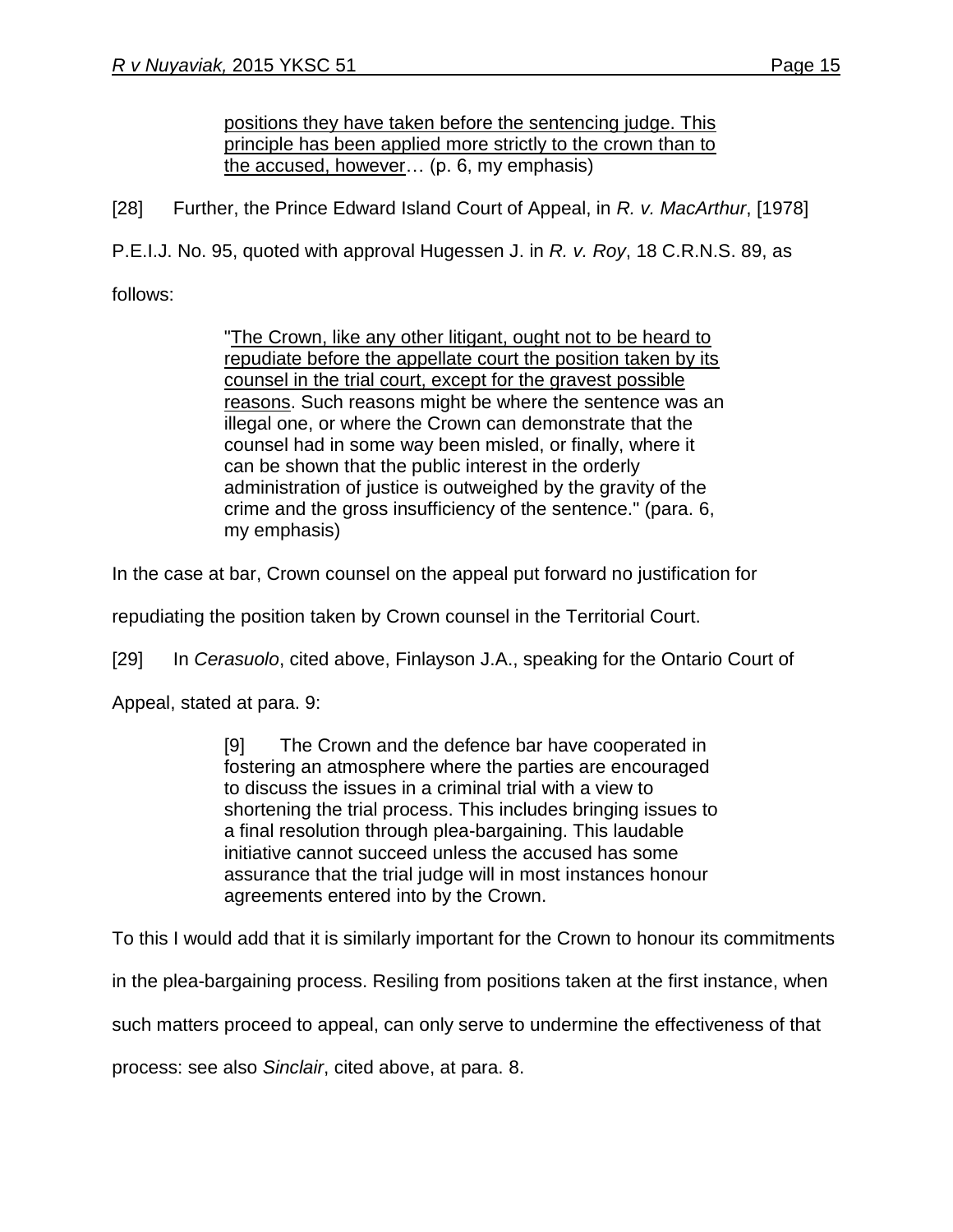> positions they have taken before the sentencing judge. This principle has been applied more strictly to the crown than to the accused, however… (p. 6, my emphasis)

[28] Further, the Prince Edward Island Court of Appeal, in *R. v. MacArthur*, [1978] P.E.I.J. No. 95, quoted with approval Hugessen J. in *R. v. Roy*, 18 C.R.N.S. 89, as follows:

> "The Crown, like any other litigant, ought not to be heard to repudiate before the appellate court the position taken by its counsel in the trial court, except for the gravest possible reasons. Such reasons might be where the sentence was an illegal one, or where the Crown can demonstrate that the counsel had in some way been misled, or finally, where it can be shown that the public interest in the orderly administration of justice is outweighed by the gravity of the crime and the gross insufficiency of the sentence." (para. 6, my emphasis)

In the case at bar, Crown counsel on the appeal put forward no justification for repudiating the position taken by Crown counsel in the Territorial Court.

[29] In *Cerasuolo*, cited above, Finlayson J.A., speaking for the Ontario Court of Appeal, stated at para. 9:

> [9] The Crown and the defence bar have cooperated in fostering an atmosphere where the parties are encouraged to discuss the issues in a criminal trial with a view to shortening the trial process. This includes bringing issues to a final resolution through plea-bargaining. This laudable initiative cannot succeed unless the accused has some assurance that the trial judge will in most instances honour agreements entered into by the Crown.

To this I would add that it is similarly important for the Crown to honour its commitments in the plea-bargaining process. Resiling from positions taken at the first instance, when such matters proceed to appeal, can only serve to undermine the effectiveness of that process: see also *Sinclair*, cited above, at para. 8.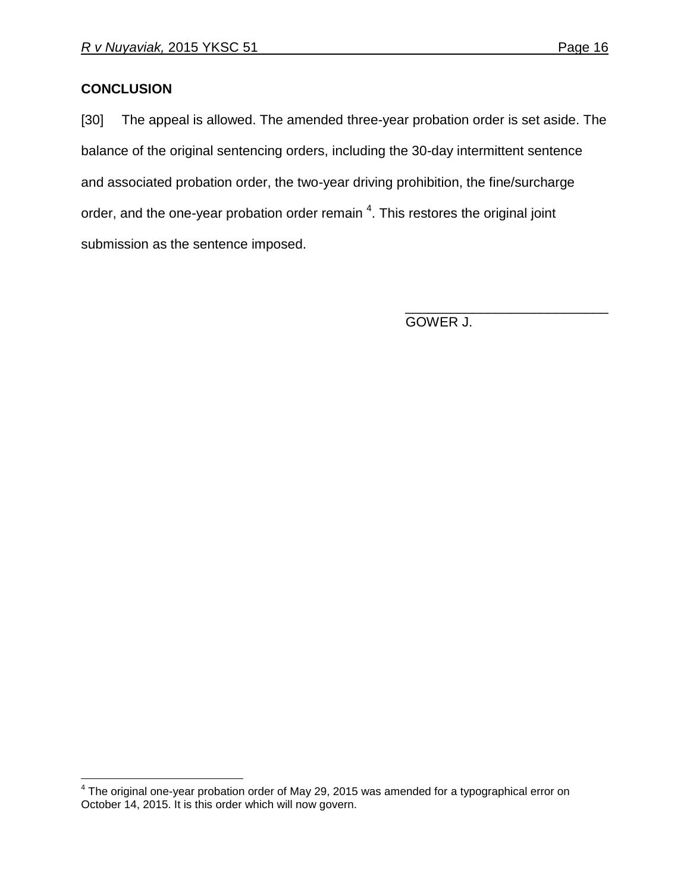## CONCLUSION

[30] The appeal is allowed. The amended three-year probation order is set aside. The balance of the original sentencing orders, including the 30-day intermittent sentence and associated probation order, the two-year driving prohibition, the fine/surcharge order, and the one-year probation order remain [4]. This restores the original joint submission as the sentence imposed.

___________________________
GOWER J.

---

[4] The original one-year probation order of May 29, 2015 was amended for a typographical error on October 14, 2015. It is this order which will now govern.